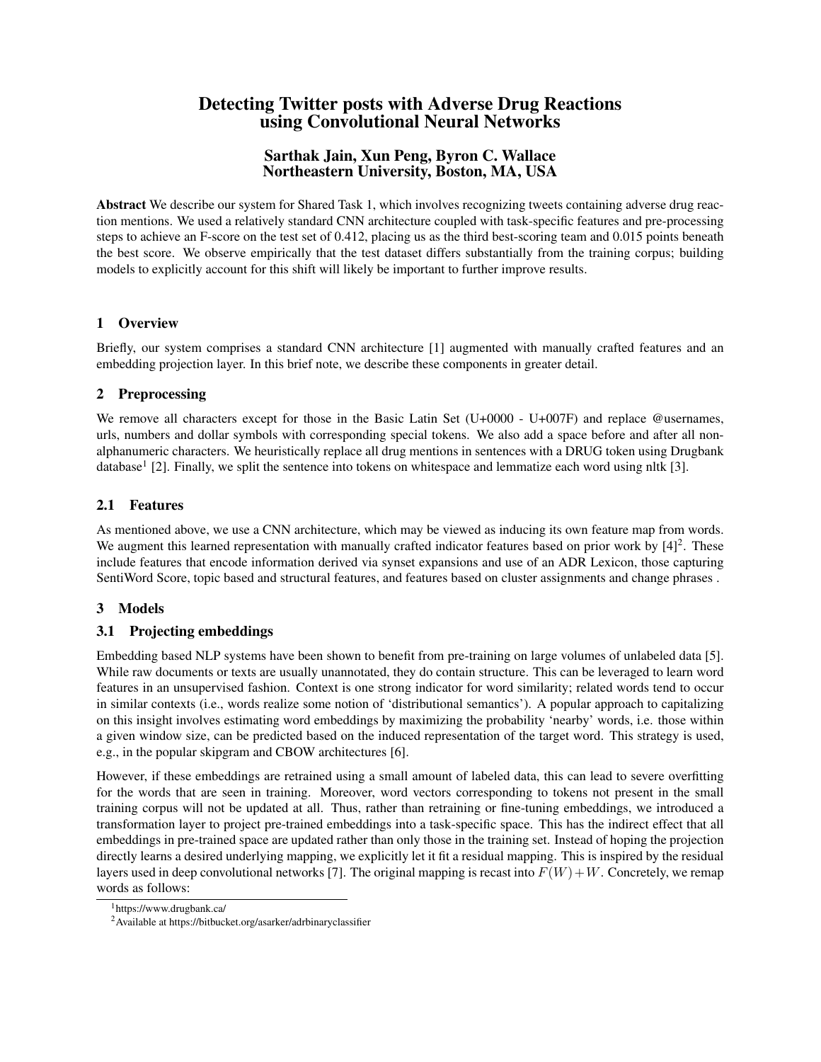# Detecting Twitter posts with Adverse Drug Reactions using Convolutional Neural Networks

**Sarthak Jain, Xun Peng, Byron C. Wallace**
**Northeastern University, Boston, MA, USA**

**Abstract** We describe our system for Shared Task 1, which involves recognizing tweets containing adverse drug reaction mentions. We used a relatively standard CNN architecture coupled with task-specific features and pre-processing steps to achieve an F-score on the test set of 0.412, placing us as the third best-scoring team and 0.015 points beneath the best score. We observe empirically that the test dataset differs substantially from the training corpus; building models to explicitly account for this shift will likely be important to further improve results.

## 1 Overview

Briefly, our system comprises a standard CNN architecture [1] augmented with manually crafted features and an embedding projection layer. In this brief note, we describe these components in greater detail.

## 2 Preprocessing

We remove all characters except for those in the Basic Latin Set (U+0000 - U+007F) and replace @usernames, urls, numbers and dollar symbols with corresponding special tokens. We also add a space before and after all non-alphanumeric characters. We heuristically replace all drug mentions in sentences with a DRUG token using Drugbank database[1] [2]. Finally, we split the sentence into tokens on whitespace and lemmatize each word using nltk [3].

### 2.1 Features

As mentioned above, we use a CNN architecture, which may be viewed as inducing its own feature map from words. We augment this learned representation with manually crafted indicator features based on prior work by [4][2]. These include features that encode information derived via synset expansions and use of an ADR Lexicon, those capturing SentiWord Score, topic based and structural features, and features based on cluster assignments and change phrases .

## 3 Models

### 3.1 Projecting embeddings

Embedding based NLP systems have been shown to benefit from pre-training on large volumes of unlabeled data [5]. While raw documents or texts are usually unannotated, they do contain structure. This can be leveraged to learn word features in an unsupervised fashion. Context is one strong indicator for word similarity; related words tend to occur in similar contexts (i.e., words realize some notion of 'distributional semantics'). A popular approach to capitalizing on this insight involves estimating word embeddings by maximizing the probability 'nearby' words, i.e. those within a given window size, can be predicted based on the induced representation of the target word. This strategy is used, e.g., in the popular skipgram and CBOW architectures [6].

However, if these embeddings are retrained using a small amount of labeled data, this can lead to severe overfitting for the words that are seen in training. Moreover, word vectors corresponding to tokens not present in the small training corpus will not be updated at all. Thus, rather than retraining or fine-tuning embeddings, we introduced a transformation layer to project pre-trained embeddings into a task-specific space. This has the indirect effect that all embeddings in pre-trained space are updated rather than only those in the training set. Instead of hoping the projection directly learns a desired underlying mapping, we explicitly let it fit a residual mapping. This is inspired by the residual layers used in deep convolutional networks [7]. The original mapping is recast into $F(W) + W$. Concretely, we remap words as follows:

[1] https://www.drugbank.ca/

[2] Available at https://bitbucket.org/asarker/adrbinaryclassifier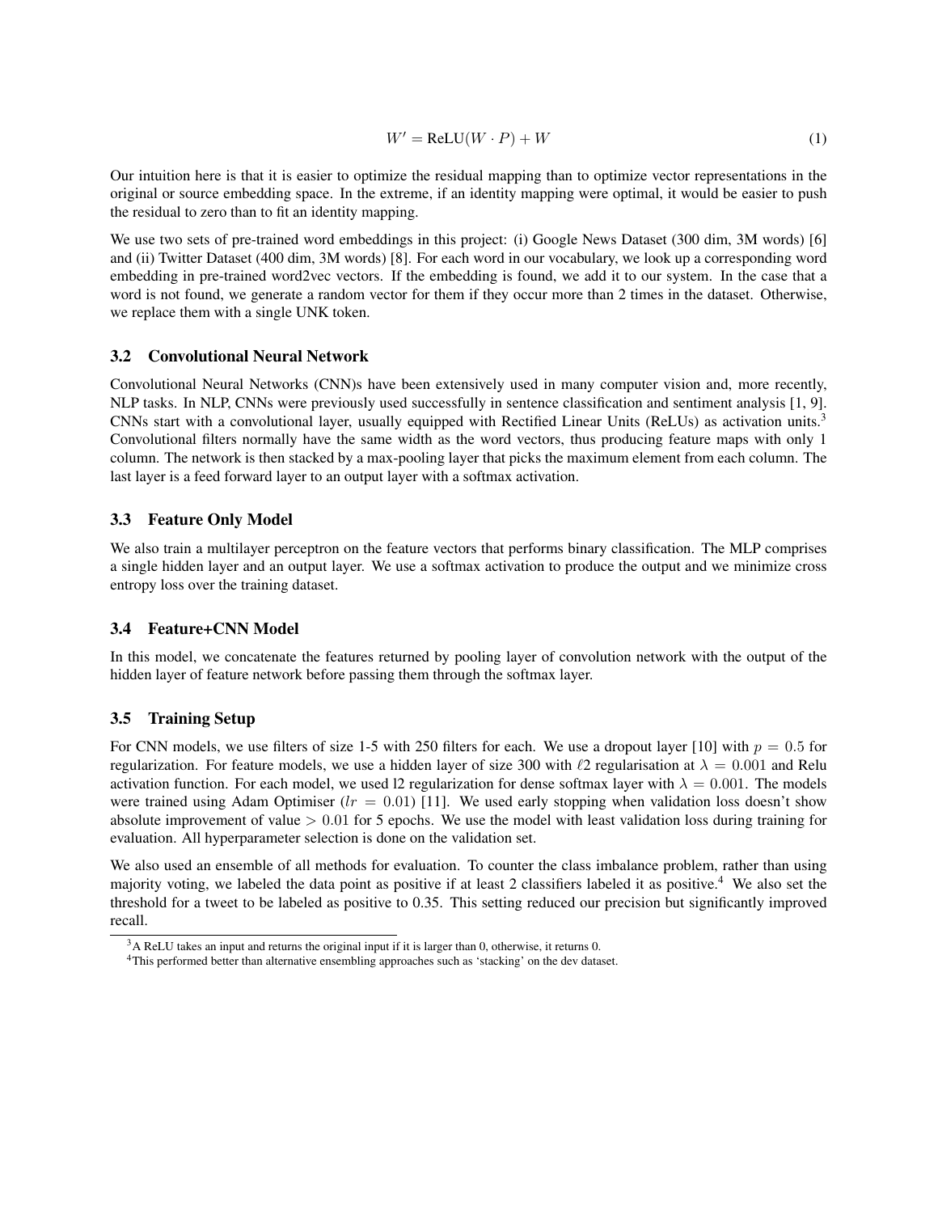$$W' = \text{ReLU}(W \cdot P) + W \tag{1}$$

Our intuition here is that it is easier to optimize the residual mapping than to optimize vector representations in the original or source embedding space. In the extreme, if an identity mapping were optimal, it would be easier to push the residual to zero than to fit an identity mapping.

We use two sets of pre-trained word embeddings in this project: (i) Google News Dataset (300 dim, 3M words) [6] and (ii) Twitter Dataset (400 dim, 3M words) [8]. For each word in our vocabulary, we look up a corresponding word embedding in pre-trained word2vec vectors. If the embedding is found, we add it to our system. In the case that a word is not found, we generate a random vector for them if they occur more than 2 times in the dataset. Otherwise, we replace them with a single UNK token.

### 3.2 Convolutional Neural Network

Convolutional Neural Networks (CNN)s have been extensively used in many computer vision and, more recently, NLP tasks. In NLP, CNNs were previously used successfully in sentence classification and sentiment analysis [1, 9]. CNNs start with a convolutional layer, usually equipped with Rectified Linear Units (ReLUs) as activation units.[3] Convolutional filters normally have the same width as the word vectors, thus producing feature maps with only 1 column. The network is then stacked by a max-pooling layer that picks the maximum element from each column. The last layer is a feed forward layer to an output layer with a softmax activation.

### 3.3 Feature Only Model

We also train a multilayer perceptron on the feature vectors that performs binary classification. The MLP comprises a single hidden layer and an output layer. We use a softmax activation to produce the output and we minimize cross entropy loss over the training dataset.

### 3.4 Feature+CNN Model

In this model, we concatenate the features returned by pooling layer of convolution network with the output of the hidden layer of feature network before passing them through the softmax layer.

### 3.5 Training Setup

For CNN models, we use filters of size 1-5 with 250 filters for each. We use a dropout layer [10] with $p = 0.5$ for regularization. For feature models, we use a hidden layer of size 300 with $\ell 2$ regularisation at $\lambda = 0.001$ and Relu activation function. For each model, we used l2 regularization for dense softmax layer with $\lambda = 0.001$. The models were trained using Adam Optimiser ($lr = 0.01$) [11]. We used early stopping when validation loss doesn't show absolute improvement of value $> 0.01$ for 5 epochs. We use the model with least validation loss during training for evaluation. All hyperparameter selection is done on the validation set.

We also used an ensemble of all methods for evaluation. To counter the class imbalance problem, rather than using majority voting, we labeled the data point as positive if at least 2 classifiers labeled it as positive.[4] We also set the threshold for a tweet to be labeled as positive to 0.35. This setting reduced our precision but significantly improved recall.

[3] A ReLU takes an input and returns the original input if it is larger than 0, otherwise, it returns 0.

[4] This performed better than alternative ensembling approaches such as 'stacking' on the dev dataset.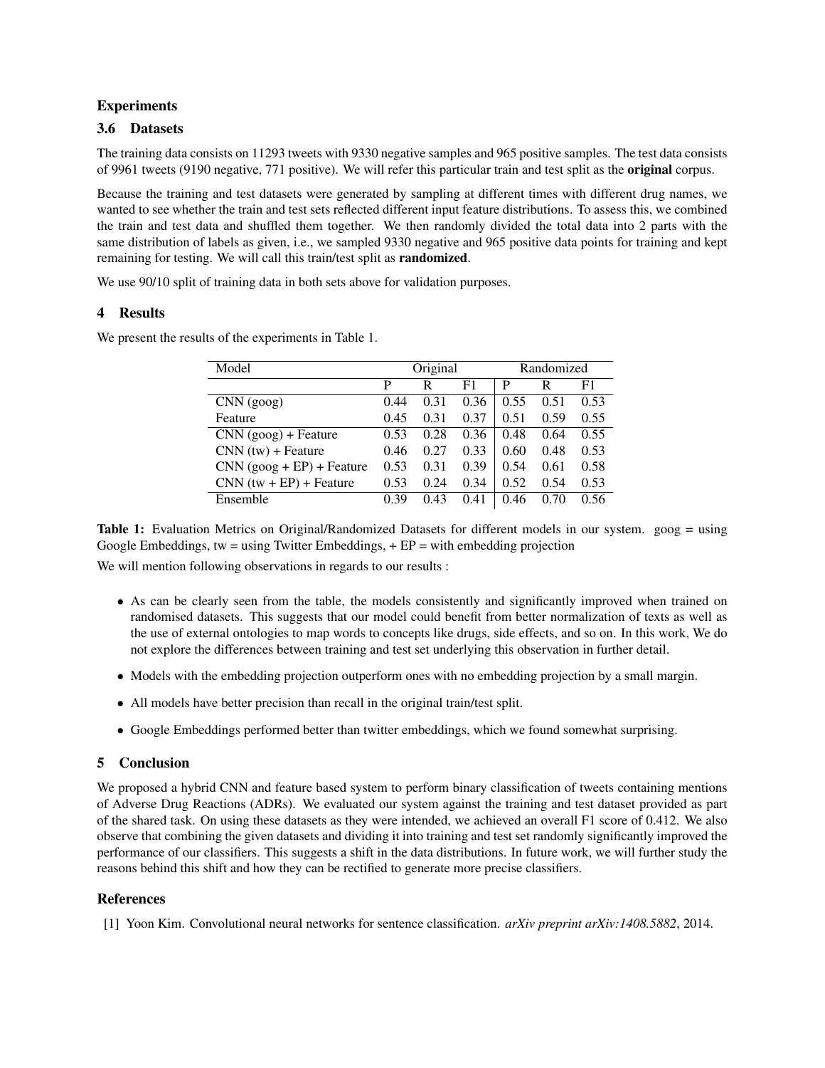## Experiments

### 3.6 Datasets

The training data consists on 11293 tweets with 9330 negative samples and 965 positive samples. The test data consists of 9961 tweets (9190 negative, 771 positive). We will refer this particular train and test split as the **original** corpus.

Because the training and test datasets were generated by sampling at different times with different drug names, we wanted to see whether the train and test sets reflected different input feature distributions. To assess this, we combined the train and test data and shuffled them together. We then randomly divided the total data into 2 parts with the same distribution of labels as given, i.e., we sampled 9330 negative and 965 positive data points for training and kept remaining for testing. We will call this train/test split as **randomized**.

We use 90/10 split of training data in both sets above for validation purposes.

## 4 Results

We present the results of the experiments in Table 1.

| Model | Original | | | Randomized | | |
|---|---|---|---|---|---|---|
| | P | R | F1 | P | R | F1 |
| CNN (goog) | 0.44 | 0.31 | 0.36 | 0.55 | 0.51 | 0.53 |
| Feature | 0.45 | 0.31 | 0.37 | 0.51 | 0.59 | 0.55 |
| CNN (goog) + Feature | 0.53 | 0.28 | 0.36 | 0.48 | 0.64 | 0.55 |
| CNN (tw) + Feature | 0.46 | 0.27 | 0.33 | 0.60 | 0.48 | 0.53 |
| CNN (goog + EP) + Feature | 0.53 | 0.31 | 0.39 | 0.54 | 0.61 | 0.58 |
| CNN (tw + EP) + Feature | 0.53 | 0.24 | 0.34 | 0.52 | 0.54 | 0.53 |
| Ensemble | 0.39 | 0.43 | 0.41 | 0.46 | 0.70 | 0.56 |

**Table 1:** Evaluation Metrics on Original/Randomized Datasets for different models in our system. goog = using Google Embeddings, tw = using Twitter Embeddings, + EP = with embedding projection

We will mention following observations in regards to our results :

- As can be clearly seen from the table, the models consistently and significantly improved when trained on randomised datasets. This suggests that our model could benefit from better normalization of texts as well as the use of external ontologies to map words to concepts like drugs, side effects, and so on. In this work, We do not explore the differences between training and test set underlying this observation in further detail.
- Models with the embedding projection outperform ones with no embedding projection by a small margin.
- All models have better precision than recall in the original train/test split.
- Google Embeddings performed better than twitter embeddings, which we found somewhat surprising.

## 5 Conclusion

We proposed a hybrid CNN and feature based system to perform binary classification of tweets containing mentions of Adverse Drug Reactions (ADRs). We evaluated our system against the training and test dataset provided as part of the shared task. On using these datasets as they were intended, we achieved an overall F1 score of 0.412. We also observe that combining the given datasets and dividing it into training and test set randomly significantly improved the performance of our classifiers. This suggests a shift in the data distributions. In future work, we will further study the reasons behind this shift and how they can be rectified to generate more precise classifiers.

## References

[1] Yoon Kim. Convolutional neural networks for sentence classification. *arXiv preprint arXiv:1408.5882*, 2014.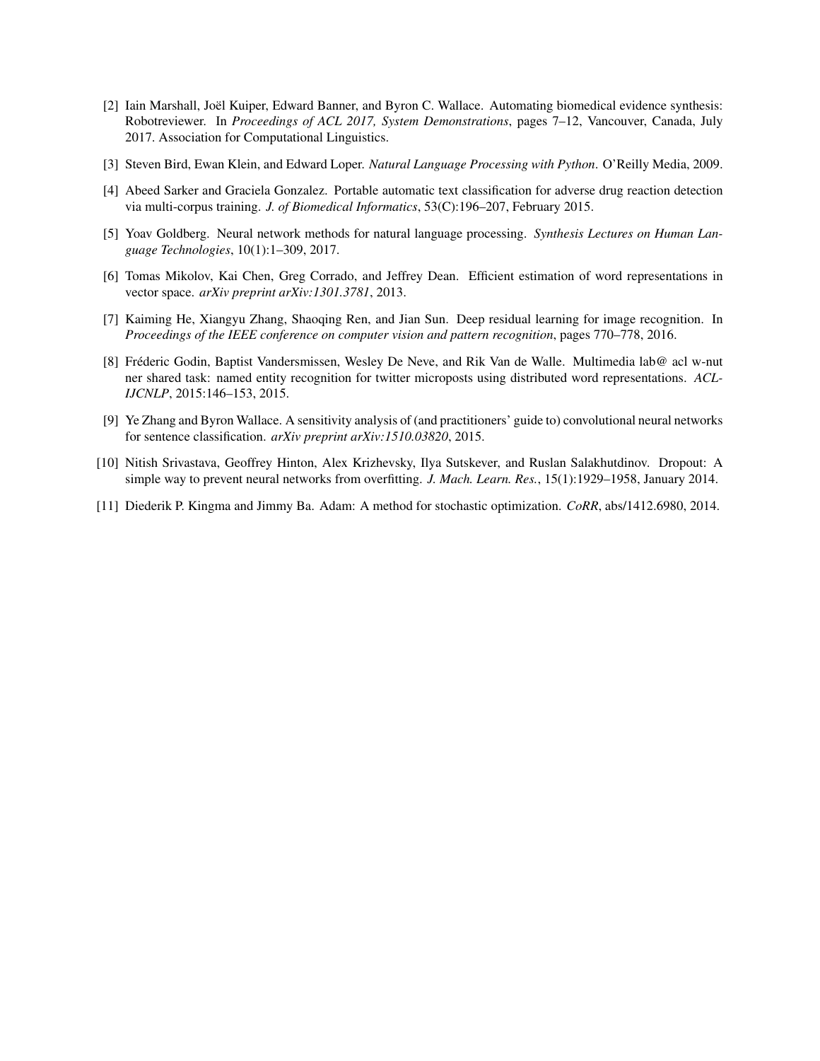[2] Iain Marshall, Joël Kuiper, Edward Banner, and Byron C. Wallace. Automating biomedical evidence synthesis: Robotreviewer. In *Proceedings of ACL 2017, System Demonstrations*, pages 7–12, Vancouver, Canada, July 2017. Association for Computational Linguistics.

[3] Steven Bird, Ewan Klein, and Edward Loper. *Natural Language Processing with Python*. O'Reilly Media, 2009.

[4] Abeed Sarker and Graciela Gonzalez. Portable automatic text classification for adverse drug reaction detection via multi-corpus training. *J. of Biomedical Informatics*, 53(C):196–207, February 2015.

[5] Yoav Goldberg. Neural network methods for natural language processing. *Synthesis Lectures on Human Language Technologies*, 10(1):1–309, 2017.

[6] Tomas Mikolov, Kai Chen, Greg Corrado, and Jeffrey Dean. Efficient estimation of word representations in vector space. *arXiv preprint arXiv:1301.3781*, 2013.

[7] Kaiming He, Xiangyu Zhang, Shaoqing Ren, and Jian Sun. Deep residual learning for image recognition. In *Proceedings of the IEEE conference on computer vision and pattern recognition*, pages 770–778, 2016.

[8] Fréderic Godin, Baptist Vandersmissen, Wesley De Neve, and Rik Van de Walle. Multimedia lab@ acl w-nut ner shared task: named entity recognition for twitter microposts using distributed word representations. *ACL-IJCNLP*, 2015:146–153, 2015.

[9] Ye Zhang and Byron Wallace. A sensitivity analysis of (and practitioners' guide to) convolutional neural networks for sentence classification. *arXiv preprint arXiv:1510.03820*, 2015.

[10] Nitish Srivastava, Geoffrey Hinton, Alex Krizhevsky, Ilya Sutskever, and Ruslan Salakhutdinov. Dropout: A simple way to prevent neural networks from overfitting. *J. Mach. Learn. Res.*, 15(1):1929–1958, January 2014.

[11] Diederik P. Kingma and Jimmy Ba. Adam: A method for stochastic optimization. *CoRR*, abs/1412.6980, 2014.